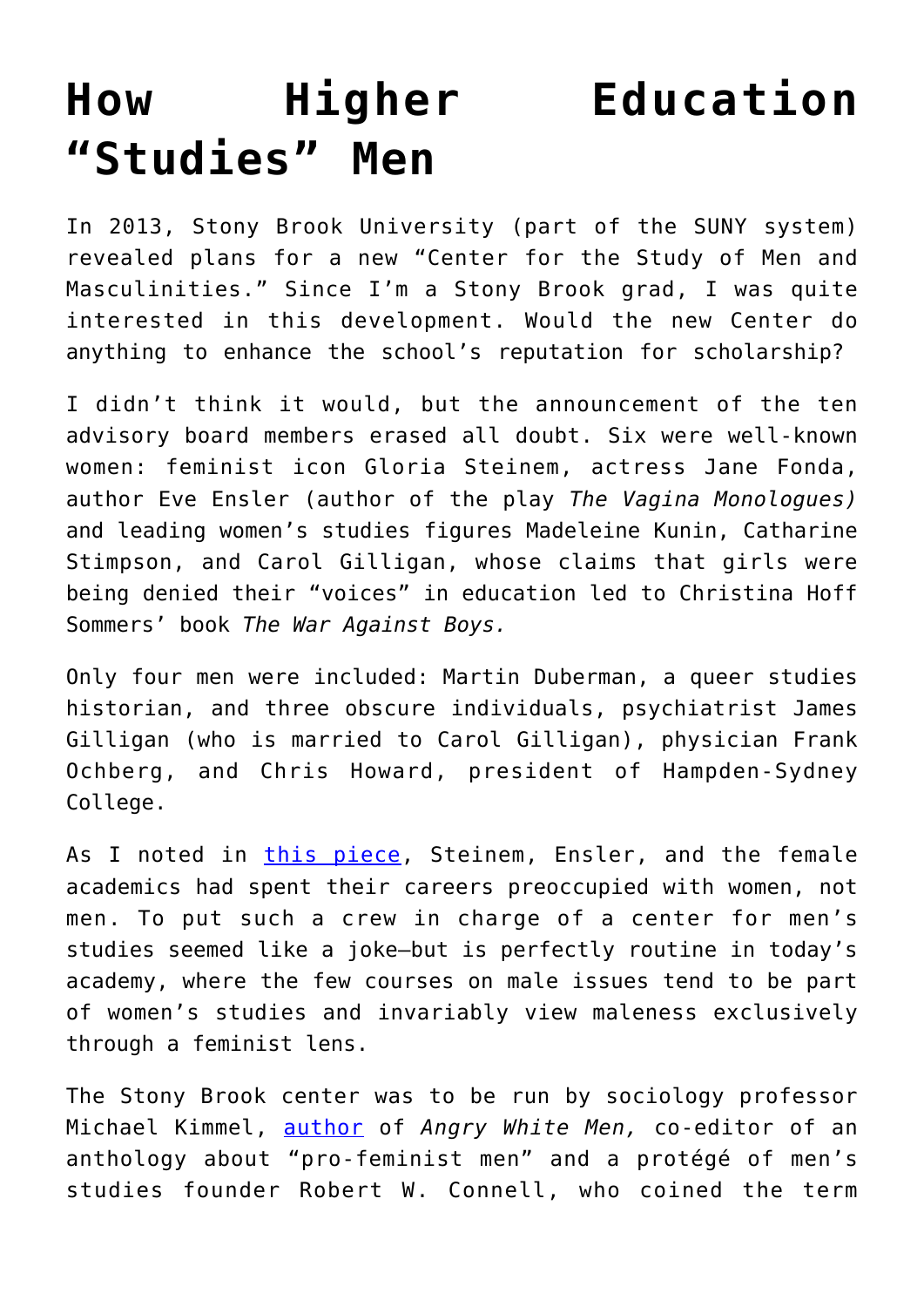# How Higher Education "Studies" Men

In 2013, Stony Brook University (part of the SUNY system) revealed plans for a new "Center for the Study of Men and Masculinities." Since I'm a Stony Brook grad, I was quite interested in this development. Would the new Center do anything to enhance the school's reputation for scholarship?

I didn't think it would, but the announcement of the ten advisory board members erased all doubt. Six were well-known women: feminist icon Gloria Steinem, actress Jane Fonda, author Eve Ensler (author of the play *The Vagina Monologues)* and leading women's studies figures Madeleine Kunin, Catharine Stimpson, and Carol Gilligan, whose claims that girls were being denied their "voices" in education led to Christina Hoff Sommers' book *The War Against Boys.*

Only four men were included: Martin Duberman, a queer studies historian, and three obscure individuals, psychiatrist James Gilligan (who is married to Carol Gilligan), physician Frank Ochberg, and Chris Howard, president of Hampden-Sydney College.

As I noted in [this piece](), Steinem, Ensler, and the female academics had spent their careers preoccupied with women, not men. To put such a crew in charge of a center for men's studies seemed like a joke—but is perfectly routine in today's academy, where the few courses on male issues tend to be part of women's studies and invariably view maleness exclusively through a feminist lens.

The Stony Brook center was to be run by sociology professor Michael Kimmel, [author]() of *Angry White Men,* co-editor of an anthology about "pro-feminist men" and a protégé of men's studies founder Robert W. Connell, who coined the term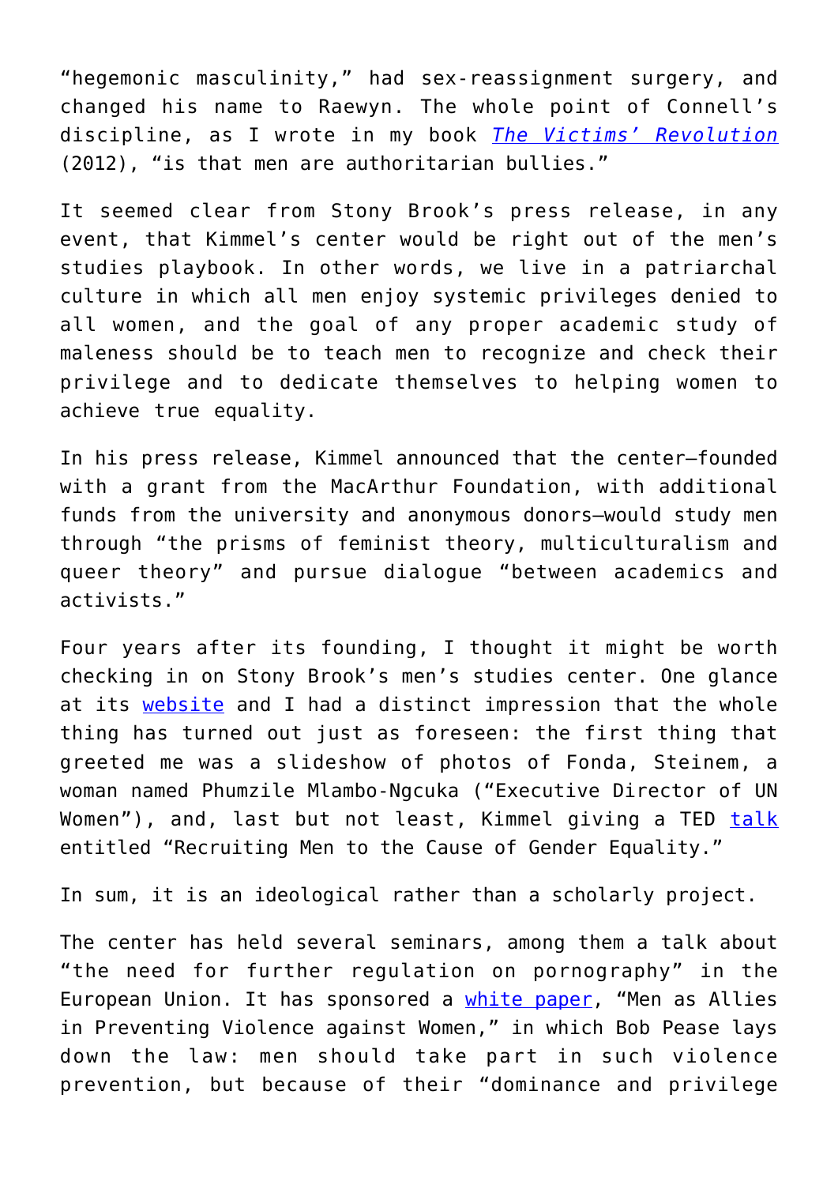"hegemonic masculinity," had sex-reassignment surgery, and changed his name to Raewyn. The whole point of Connell's discipline, as I wrote in my book *[The Victims' Revolution](#)* (2012), "is that men are authoritarian bullies."

It seemed clear from Stony Brook's press release, in any event, that Kimmel's center would be right out of the men's studies playbook. In other words, we live in a patriarchal culture in which all men enjoy systemic privileges denied to all women, and the goal of any proper academic study of maleness should be to teach men to recognize and check their privilege and to dedicate themselves to helping women to achieve true equality.

In his press release, Kimmel announced that the center—founded with a grant from the MacArthur Foundation, with additional funds from the university and anonymous donors—would study men through "the prisms of feminist theory, multiculturalism and queer theory" and pursue dialogue "between academics and activists."

Four years after its founding, I thought it might be worth checking in on Stony Brook's men's studies center. One glance at its [website](#) and I had a distinct impression that the whole thing has turned out just as foreseen: the first thing that greeted me was a slideshow of photos of Fonda, Steinem, a woman named Phumzile Mlambo-Ngcuka ("Executive Director of UN Women"), and, last but not least, Kimmel giving a TED [talk](#) entitled "Recruiting Men to the Cause of Gender Equality."

In sum, it is an ideological rather than a scholarly project.

The center has held several seminars, among them a talk about "the need for further regulation on pornography" in the European Union. It has sponsored a [white paper](#), "Men as Allies in Preventing Violence against Women," in which Bob Pease lays down the law: men should take part in such violence prevention, but because of their "dominance and privilege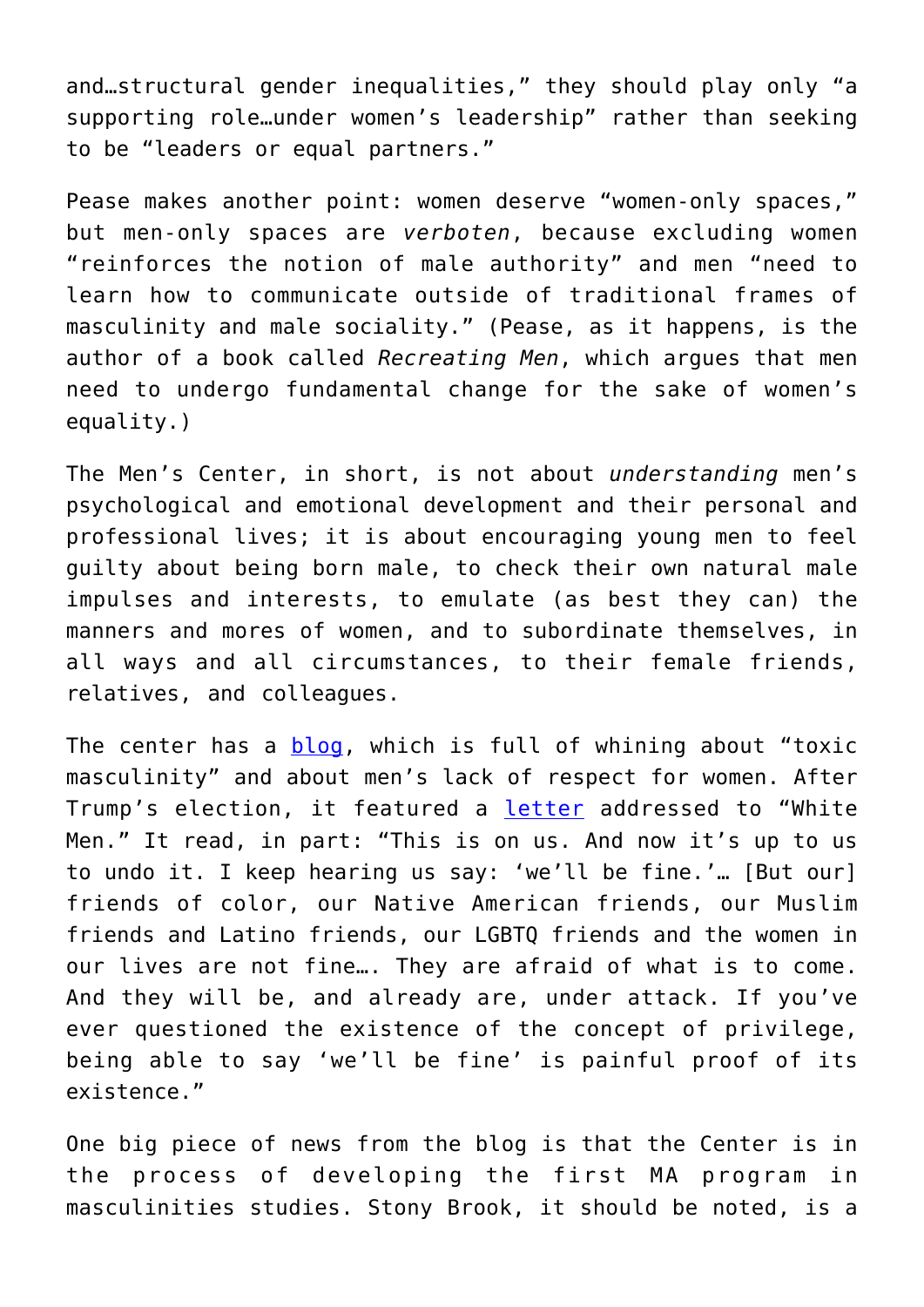and…structural gender inequalities," they should play only "a supporting role…under women's leadership" rather than seeking to be "leaders or equal partners."

Pease makes another point: women deserve "women-only spaces," but men-only spaces are *verboten*, because excluding women "reinforces the notion of male authority" and men "need to learn how to communicate outside of traditional frames of masculinity and male sociality." (Pease, as it happens, is the author of a book called *Recreating Men*, which argues that men need to undergo fundamental change for the sake of women's equality.)

The Men's Center, in short, is not about *understanding* men's psychological and emotional development and their personal and professional lives; it is about encouraging young men to feel guilty about being born male, to check their own natural male impulses and interests, to emulate (as best they can) the manners and mores of women, and to subordinate themselves, in all ways and all circumstances, to their female friends, relatives, and colleagues.

The center has a blog, which is full of whining about "toxic masculinity" and about men's lack of respect for women. After Trump's election, it featured a letter addressed to "White Men." It read, in part: "This is on us. And now it's up to us to undo it. I keep hearing us say: 'we'll be fine.'… [But our] friends of color, our Native American friends, our Muslim friends and Latino friends, our LGBTQ friends and the women in our lives are not fine…. They are afraid of what is to come. And they will be, and already are, under attack. If you've ever questioned the existence of the concept of privilege, being able to say 'we'll be fine' is painful proof of its existence."

One big piece of news from the blog is that the Center is in the process of developing the first MA program in masculinities studies. Stony Brook, it should be noted, is a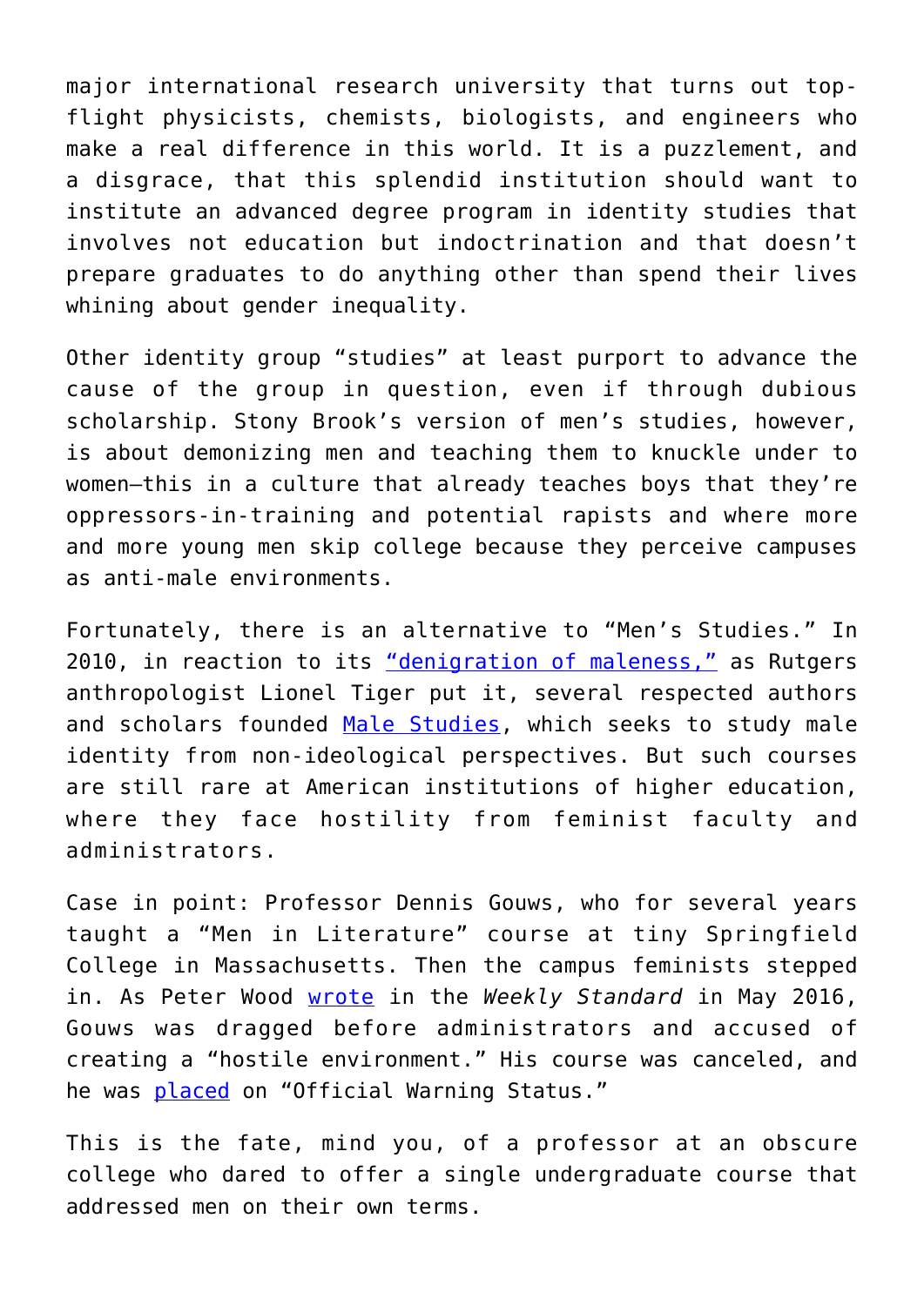major international research university that turns out top-flight physicists, chemists, biologists, and engineers who make a real difference in this world. It is a puzzlement, and a disgrace, that this splendid institution should want to institute an advanced degree program in identity studies that involves not education but indoctrination and that doesn't prepare graduates to do anything other than spend their lives whining about gender inequality.

Other identity group "studies" at least purport to advance the cause of the group in question, even if through dubious scholarship. Stony Brook's version of men's studies, however, is about demonizing men and teaching them to knuckle under to women—this in a culture that already teaches boys that they're oppressors-in-training and potential rapists and where more and more young men skip college because they perceive campuses as anti-male environments.

Fortunately, there is an alternative to "Men's Studies." In 2010, in reaction to its "denigration of maleness," as Rutgers anthropologist Lionel Tiger put it, several respected authors and scholars founded Male Studies, which seeks to study male identity from non-ideological perspectives. But such courses are still rare at American institutions of higher education, where they face hostility from feminist faculty and administrators.

Case in point: Professor Dennis Gouws, who for several years taught a "Men in Literature" course at tiny Springfield College in Massachusetts. Then the campus feminists stepped in. As Peter Wood wrote in the *Weekly Standard* in May 2016, Gouws was dragged before administrators and accused of creating a "hostile environment." His course was canceled, and he was placed on "Official Warning Status."

This is the fate, mind you, of a professor at an obscure college who dared to offer a single undergraduate course that addressed men on their own terms.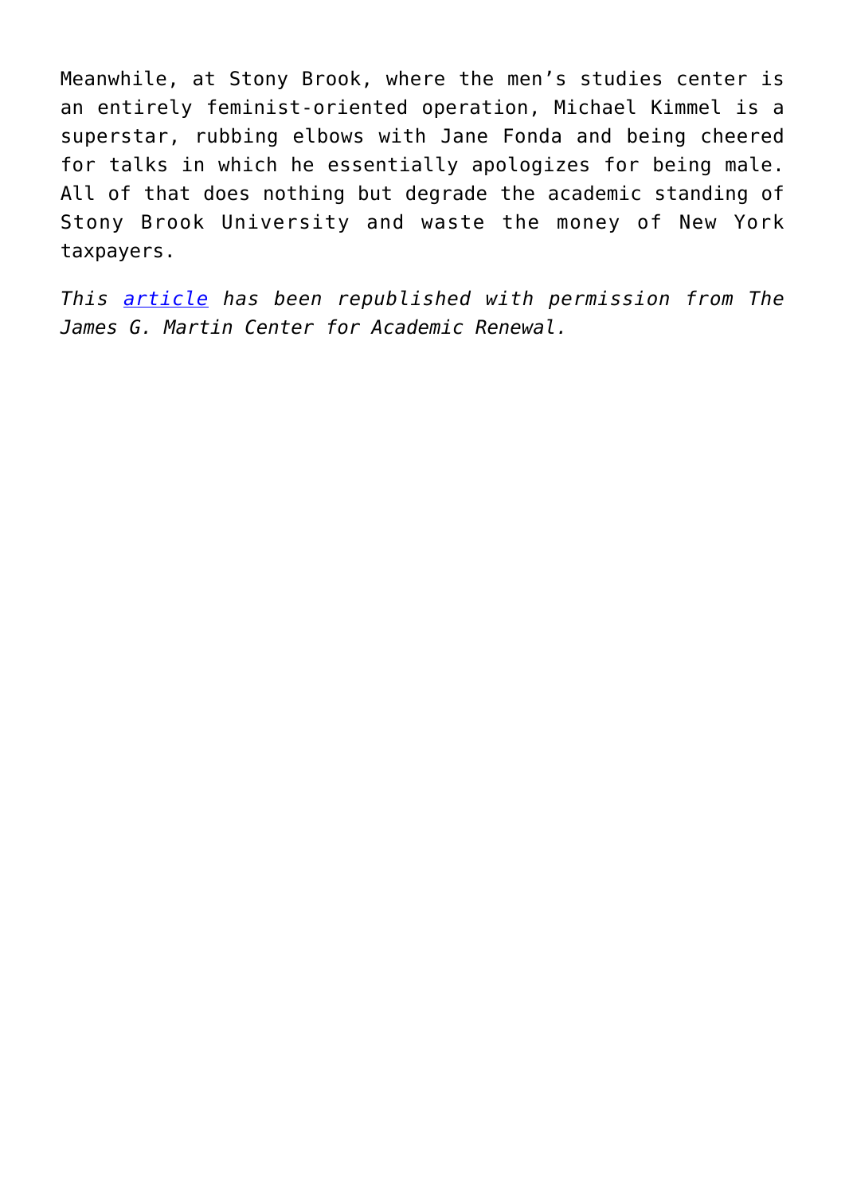Meanwhile, at Stony Brook, where the men's studies center is an entirely feminist-oriented operation, Michael Kimmel is a superstar, rubbing elbows with Jane Fonda and being cheered for talks in which he essentially apologizes for being male. All of that does nothing but degrade the academic standing of Stony Brook University and waste the money of New York taxpayers.

*This article has been republished with permission from The James G. Martin Center for Academic Renewal.*